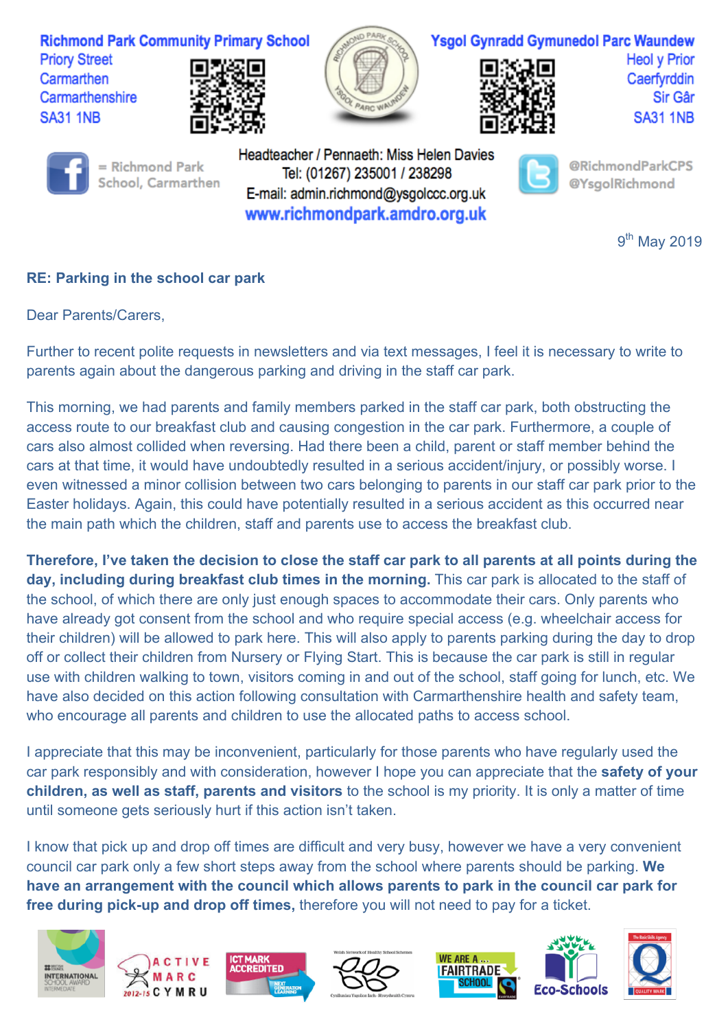**Richmond Park Community Primary School**
Priory Street
Carmarthen
Carmarthenshire
SA31 1NB

**Ysgol Gynradd Gymunedol Parc Waundew**
Heol y Prior
Caerfyrddin
Sir Gâr
SA31 1NB

= Richmond Park School, Carmarthen

Headteacher / Pennaeth: Miss Helen Davies
Tel: (01267) 235001 / 238298
E-mail: admin.richmond@ysgolccc.org.uk
www.richmondpark.amdro.org.uk

@RichmondParkCPS
@YsgolRichmond

9th May 2019

**RE: Parking in the school car park**

Dear Parents/Carers,

Further to recent polite requests in newsletters and via text messages, I feel it is necessary to write to parents again about the dangerous parking and driving in the staff car park.

This morning, we had parents and family members parked in the staff car park, both obstructing the access route to our breakfast club and causing congestion in the car park. Furthermore, a couple of cars also almost collided when reversing. Had there been a child, parent or staff member behind the cars at that time, it would have undoubtedly resulted in a serious accident/injury, or possibly worse. I even witnessed a minor collision between two cars belonging to parents in our staff car park prior to the Easter holidays. Again, this could have potentially resulted in a serious accident as this occurred near the main path which the children, staff and parents use to access the breakfast club.

**Therefore, I've taken the decision to close the staff car park to all parents at all points during the day, including during breakfast club times in the morning.** This car park is allocated to the staff of the school, of which there are only just enough spaces to accommodate their cars. Only parents who have already got consent from the school and who require special access (e.g. wheelchair access for their children) will be allowed to park here. This will also apply to parents parking during the day to drop off or collect their children from Nursery or Flying Start. This is because the car park is still in regular use with children walking to town, visitors coming in and out of the school, staff going for lunch, etc. We have also decided on this action following consultation with Carmarthenshire health and safety team, who encourage all parents and children to use the allocated paths to access school.

I appreciate that this may be inconvenient, particularly for those parents who have regularly used the car park responsibly and with consideration, however I hope you can appreciate that the **safety of your children, as well as staff, parents and visitors** to the school is my priority. It is only a matter of time until someone gets seriously hurt if this action isn't taken.

I know that pick up and drop off times are difficult and very busy, however we have a very convenient council car park only a few short steps away from the school where parents should be parking. **We have an arrangement with the council which allows parents to park in the council car park for free during pick-up and drop off times,** therefore you will not need to pay for a ticket.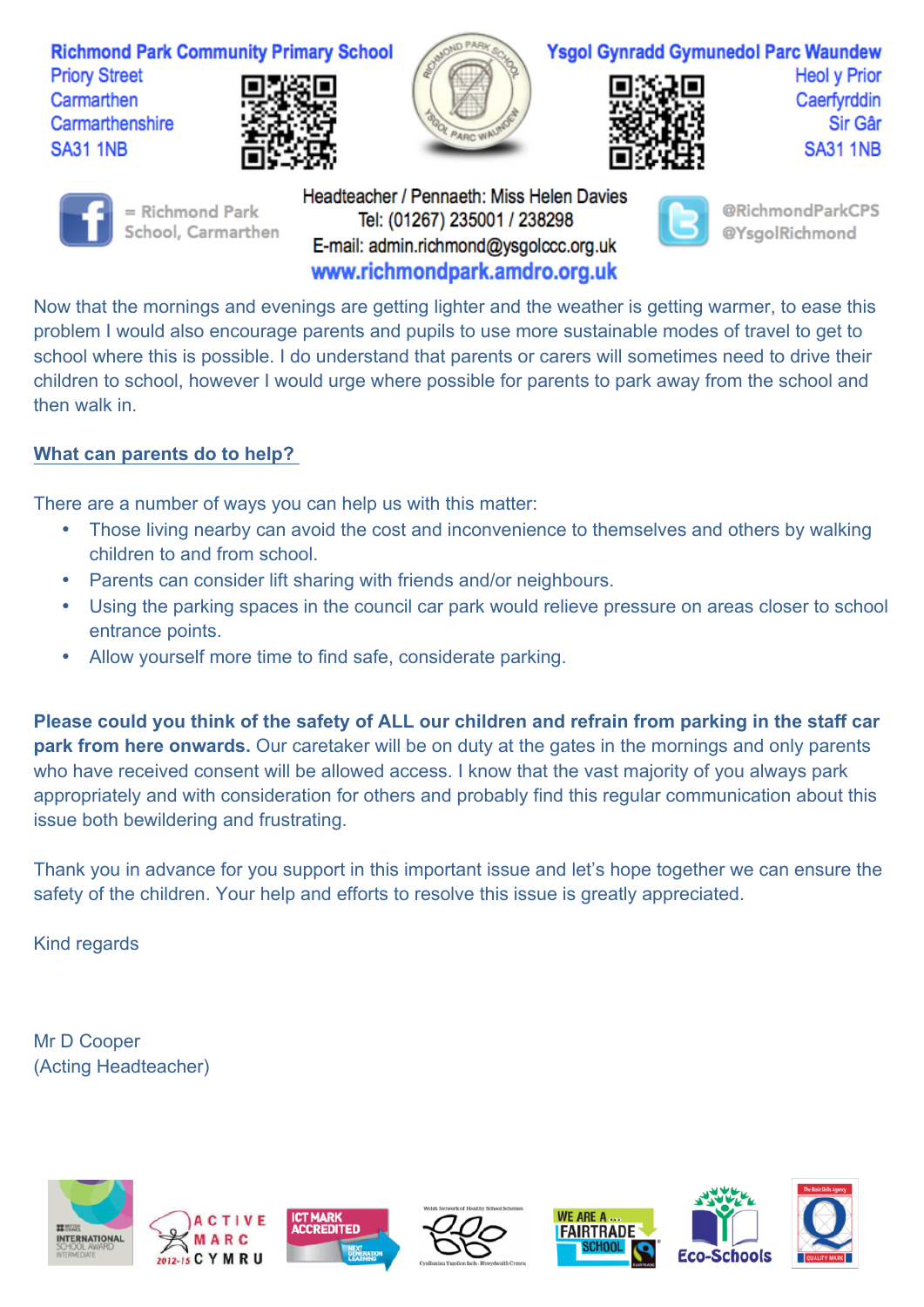Richmond Park Community Primary School
Priory Street
Carmarthen
Carmarthenshire
SA31 1NB

Ysgol Gynradd Gymunedol Parc Waundew
Heol y Prior
Caerfyrddin
Sir Gâr
SA31 1NB

= Richmond Park School, Carmarthen

Headteacher / Pennaeth: Miss Helen Davies
Tel: (01267) 235001 / 238298
E-mail: admin.richmond@ysgolccc.org.uk
www.richmondpark.amdro.org.uk

@RichmondParkCPS
@YsgolRichmond

Now that the mornings and evenings are getting lighter and the weather is getting warmer, to ease this problem I would also encourage parents and pupils to use more sustainable modes of travel to get to school where this is possible. I do understand that parents or carers will sometimes need to drive their children to school, however I would urge where possible for parents to park away from the school and then walk in.

**What can parents do to help?**

There are a number of ways you can help us with this matter:

- Those living nearby can avoid the cost and inconvenience to themselves and others by walking children to and from school.
- Parents can consider lift sharing with friends and/or neighbours.
- Using the parking spaces in the council car park would relieve pressure on areas closer to school entrance points.
- Allow yourself more time to find safe, considerate parking.

**Please could you think of the safety of ALL our children and refrain from parking in the staff car park from here onwards.** Our caretaker will be on duty at the gates in the mornings and only parents who have received consent will be allowed access. I know that the vast majority of you always park appropriately and with consideration for others and probably find this regular communication about this issue both bewildering and frustrating.

Thank you in advance for you support in this important issue and let's hope together we can ensure the safety of the children. Your help and efforts to resolve this issue is greatly appreciated.

Kind regards

Mr D Cooper
(Acting Headteacher)